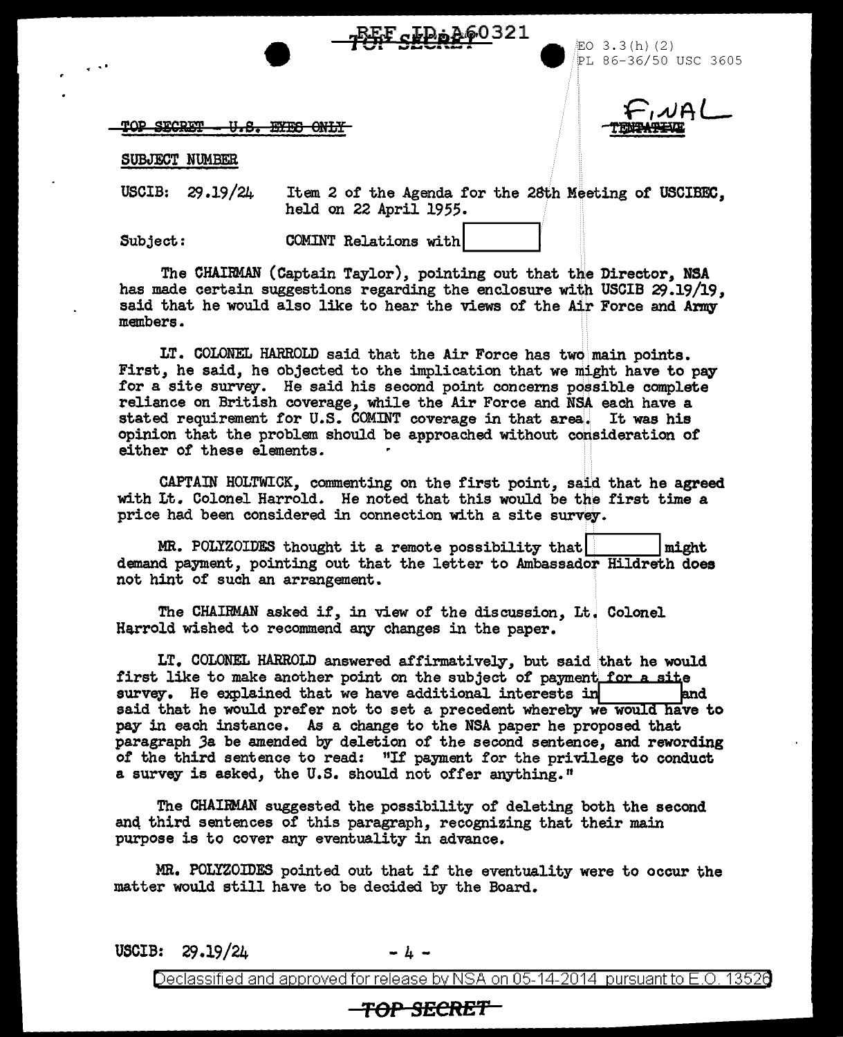REF ID:A60321

TOP SECRET

EO 3.3(h)(2)
PL 86-36/50 USC 3605

~~TOP SECRET - U.S. EYES ONLY~~

FINAL
~~TENTATIVE~~

SUBJECT NUMBER

USCIB: 29.19/24 Item 2 of the Agenda for the 28th Meeting of USCIBEC, held on 22 April 1955.

Subject: COMINT Relations with [redacted]

The CHAIRMAN (Captain Taylor), pointing out that the Director, NSA has made certain suggestions regarding the enclosure with USCIB 29.19/19, said that he would also like to hear the views of the Air Force and Army members.

LT. COLONEL HARROLD said that the Air Force has two main points. First, he said, he objected to the implication that we might have to pay for a site survey. He said his second point concerns possible complete reliance on British coverage, while the Air Force and NSA each have a stated requirement for U.S. COMINT coverage in that area. It was his opinion that the problem should be approached without consideration of either of these elements.

CAPTAIN HOLTWICK, commenting on the first point, said that he agreed with Lt. Colonel Harrold. He noted that this would be the first time a price had been considered in connection with a site survey.

MR. POLYZOIDES thought it a remote possibility that [redacted] might demand payment, pointing out that the letter to Ambassador Hildreth does not hint of such an arrangement.

The CHAIRMAN asked if, in view of the discussion, Lt. Colonel Harrold wished to recommend any changes in the paper.

LT. COLONEL HARROLD answered affirmatively, but said that he would first like to make another point on the subject of payment for a site survey. He explained that we have additional interests in [redacted] and said that he would prefer not to set a precedent whereby we would have to pay in each instance. As a change to the NSA paper he proposed that paragraph 3a be amended by deletion of the second sentence, and rewording of the third sentence to read: "If payment for the privilege to conduct a survey is asked, the U.S. should not offer anything."

The CHAIRMAN suggested the possibility of deleting both the second and third sentences of this paragraph, recognizing that their main purpose is to cover any eventuality in advance.

MR. POLYZOIDES pointed out that if the eventuality were to occur the matter would still have to be decided by the Board.

USCIB: 29.19/24 - 4 -

Declassified and approved for release by NSA on 05-14-2014 pursuant to E.O. 13526

TOP SECRET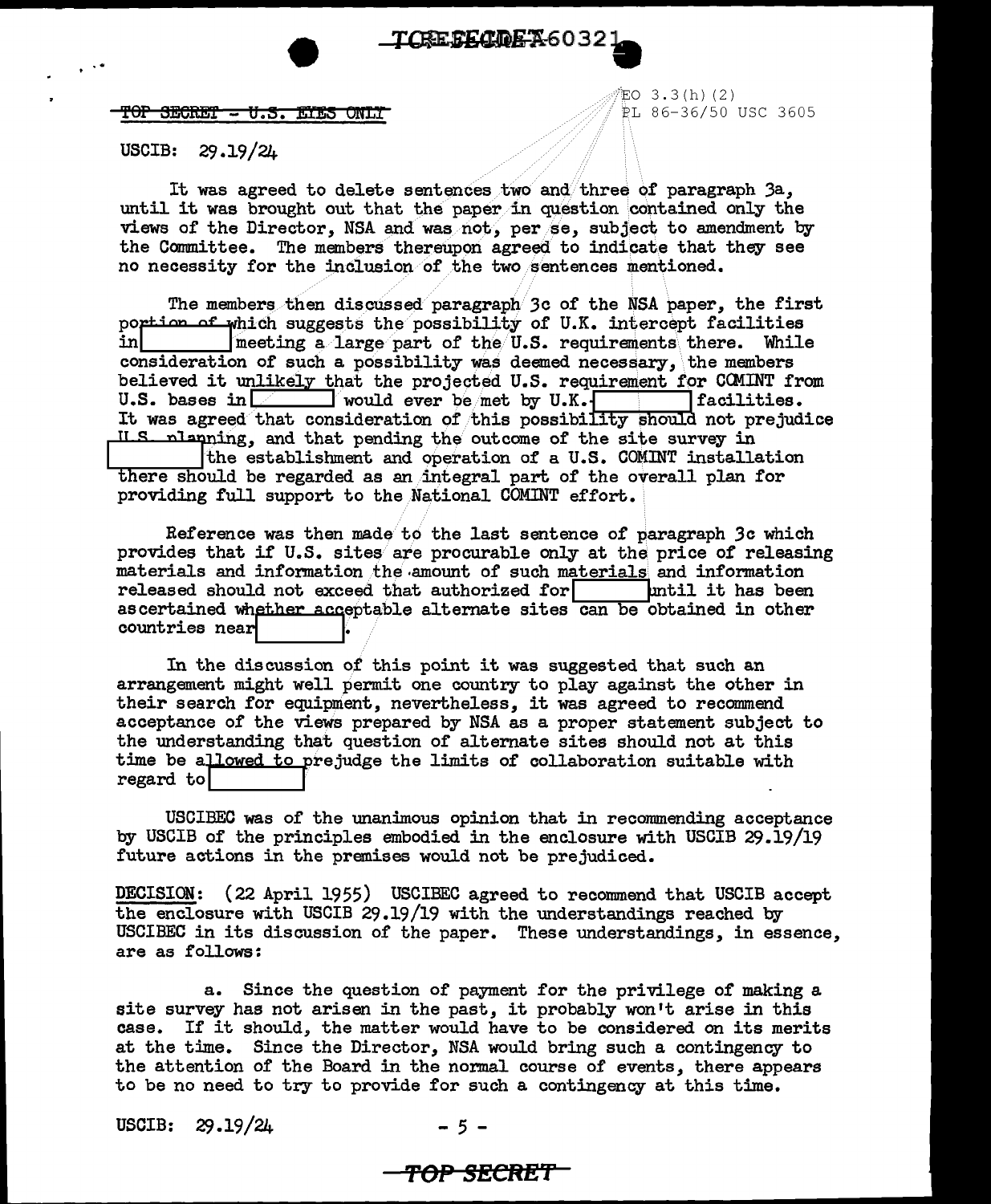TOP SECRET - U.S. EYES ONLY

EO 3.3(h)(2)
PL 86-36/50 USC 3605

USCIB: 29.19/24

It was agreed to delete sentences two and three of paragraph 3a, until it was brought out that the paper in question contained only the views of the Director, NSA and was not, per se, subject to amendment by the Committee. The members thereupon agreed to indicate that they see no necessity for the inclusion of the two sentences mentioned.

The members then discussed paragraph 3c of the NSA paper, the first portion of which suggests the possibility of U.K. intercept facilities in [redacted] meeting a large part of the U.S. requirements there. While consideration of such a possibility was deemed necessary, the members believed it unlikely that the projected U.S. requirement for COMINT from U.S. bases in [redacted] would ever be met by U.K.-[redacted] facilities. It was agreed that consideration of this possibility should not prejudice U.S. planning, and that pending the outcome of the site survey in [redacted] the establishment and operation of a U.S. COMINT installation there should be regarded as an integral part of the overall plan for providing full support to the National COMINT effort.

Reference was then made to the last sentence of paragraph 3c which provides that if U.S. sites are procurable only at the price of releasing materials and information the amount of such materials and information released should not exceed that authorized for [redacted] until it has been ascertained whether acceptable alternate sites can be obtained in other countries near [redacted].

In the discussion of this point it was suggested that such an arrangement might well permit one country to play against the other in their search for equipment, nevertheless, it was agreed to recommend acceptance of the views prepared by NSA as a proper statement subject to the understanding that question of alternate sites should not at this time be allowed to prejudge the limits of collaboration suitable with regard to [redacted]

USCIBEC was of the unanimous opinion that in recommending acceptance by USCIB of the principles embodied in the enclosure with USCIB 29.19/19 future actions in the premises would not be prejudiced.

DECISION: (22 April 1955) USCIBEC agreed to recommend that USCIB accept the enclosure with USCIB 29.19/19 with the understandings reached by USCIBEC in its discussion of the paper. These understandings, in essence, are as follows:

a. Since the question of payment for the privilege of making a site survey has not arisen in the past, it probably won't arise in this case. If it should, the matter would have to be considered on its merits at the time. Since the Director, NSA would bring such a contingency to the attention of the Board in the normal course of events, there appears to be no need to try to provide for such a contingency at this time.

USCIB: 29.19/24

TOP SECRET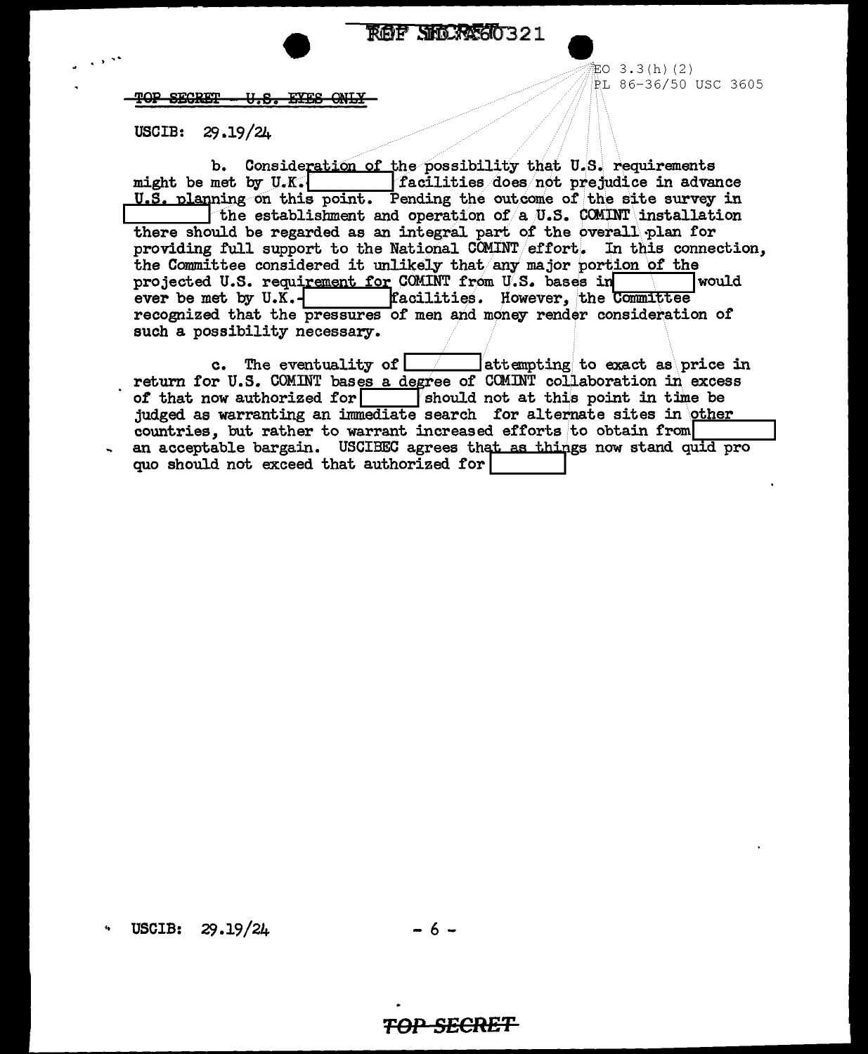EO 3.3(h)(2)
PL 86-36/50 USC 3605

~~TOP SECRET - U.S. EYES ONLY~~

USCIB: 29.19/24

b. Consideration of the possibility that U.S. requirements might be met by U.K. [ ] facilities does not prejudice in advance U.S. planning on this point. Pending the outcome of the site survey in [ ] the establishment and operation of a U.S. COMINT installation there should be regarded as an integral part of the overall plan for providing full support to the National COMINT effort. In this connection, the Committee considered it unlikely that any major portion of the projected U.S. requirement for COMINT from U.S. bases in [ ] would ever be met by U.K.-[ ] facilities. However, the Committee recognized that the pressures of men and money render consideration of such a possibility necessary.

c. The eventuality of [ ] attempting to exact as price in return for U.S. COMINT bases a degree of COMINT collaboration in excess of that now authorized for [ ] should not at this point in time be judged as warranting an immediate search for alternate sites in other countries, but rather to warrant increased efforts to obtain from [ ] an acceptable bargain. USCIBEC agrees that as things now stand quid pro quo should not exceed that authorized for [ ]

USCIB: 29.19/24

~~TOP SECRET~~